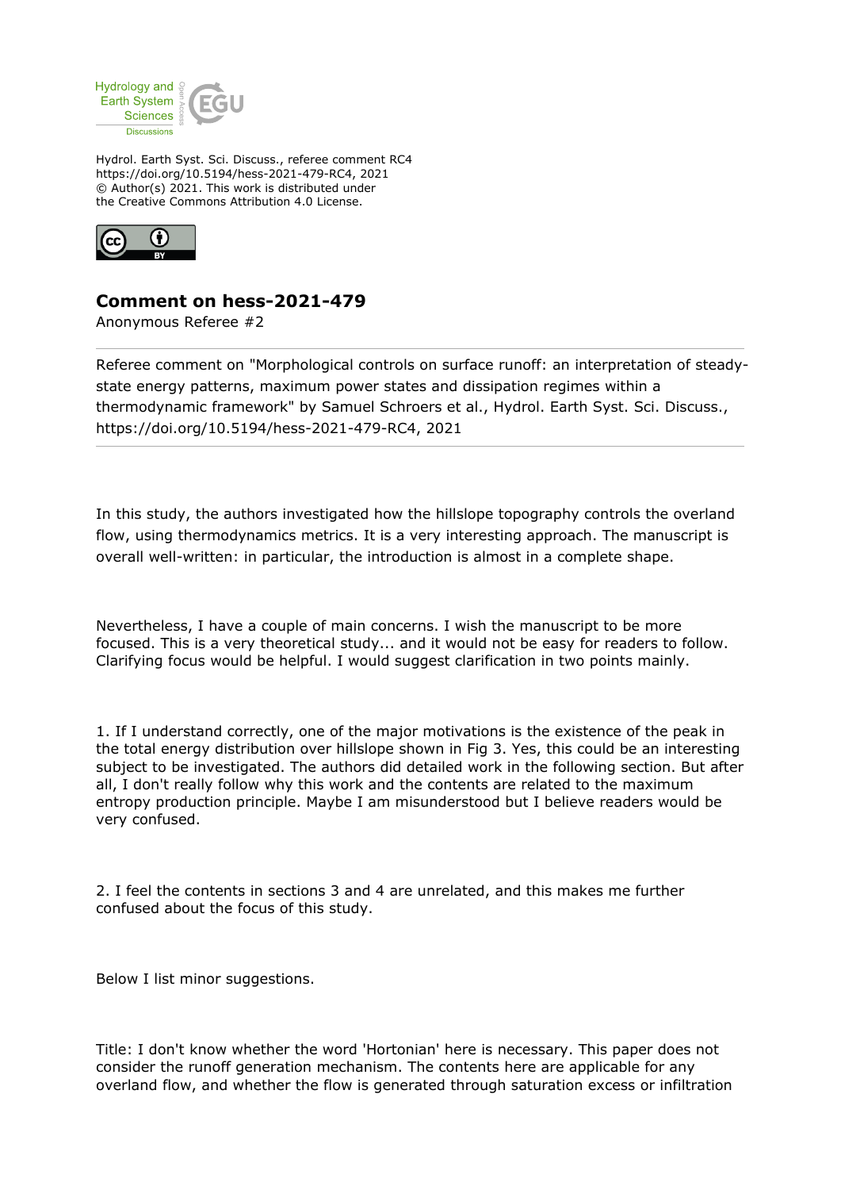Hydrol. Earth Syst. Sci. Discuss., referee comment RC4
https://doi.org/10.5194/hess-2021-479-RC4, 2021
© Author(s) 2021. This work is distributed under
the Creative Commons Attribution 4.0 License.

## Comment on hess-2021-479

Anonymous Referee #2

---

Referee comment on "Morphological controls on surface runoff: an interpretation of steady-state energy patterns, maximum power states and dissipation regimes within a thermodynamic framework" by Samuel Schroers et al., Hydrol. Earth Syst. Sci. Discuss., https://doi.org/10.5194/hess-2021-479-RC4, 2021

---

In this study, the authors investigated how the hillslope topography controls the overland flow, using thermodynamics metrics. It is a very interesting approach. The manuscript is overall well-written: in particular, the introduction is almost in a complete shape.

Nevertheless, I have a couple of main concerns. I wish the manuscript to be more focused. This is a very theoretical study... and it would not be easy for readers to follow. Clarifying focus would be helpful. I would suggest clarification in two points mainly.

1. If I understand correctly, one of the major motivations is the existence of the peak in the total energy distribution over hillslope shown in Fig 3. Yes, this could be an interesting subject to be investigated. The authors did detailed work in the following section. But after all, I don't really follow why this work and the contents are related to the maximum entropy production principle. Maybe I am misunderstood but I believe readers would be very confused.

2. I feel the contents in sections 3 and 4 are unrelated, and this makes me further confused about the focus of this study.

Below I list minor suggestions.

Title: I don't know whether the word 'Hortonian' here is necessary. This paper does not consider the runoff generation mechanism. The contents here are applicable for any overland flow, and whether the flow is generated through saturation excess or infiltration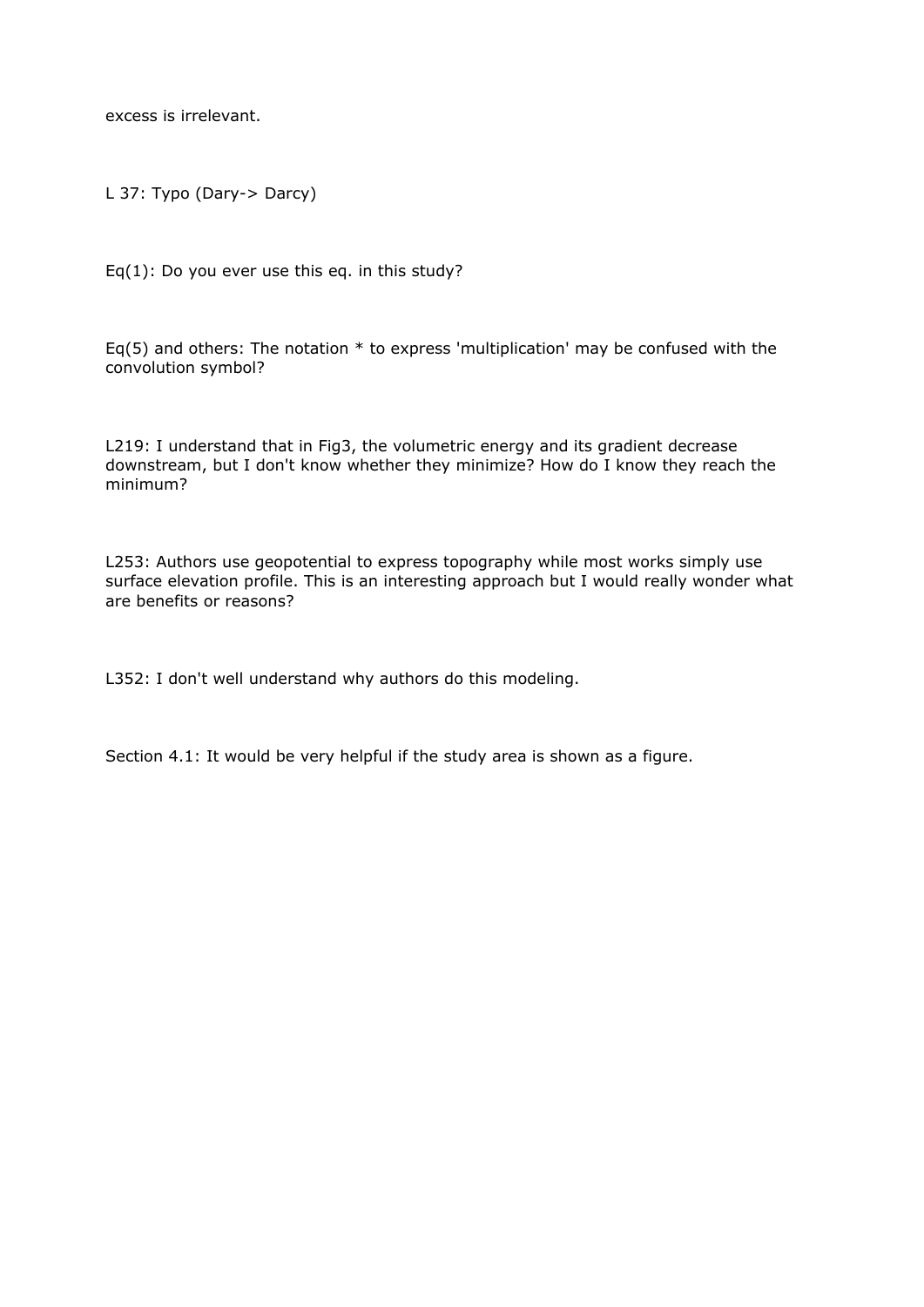excess is irrelevant.

L 37: Typo (Dary-> Darcy)

Eq(1): Do you ever use this eq. in this study?

Eq(5) and others: The notation * to express 'multiplication' may be confused with the convolution symbol?

L219: I understand that in Fig3, the volumetric energy and its gradient decrease downstream, but I don't know whether they minimize? How do I know they reach the minimum?

L253: Authors use geopotential to express topography while most works simply use surface elevation profile. This is an interesting approach but I would really wonder what are benefits or reasons?

L352: I don't well understand why authors do this modeling.

Section 4.1: It would be very helpful if the study area is shown as a figure.